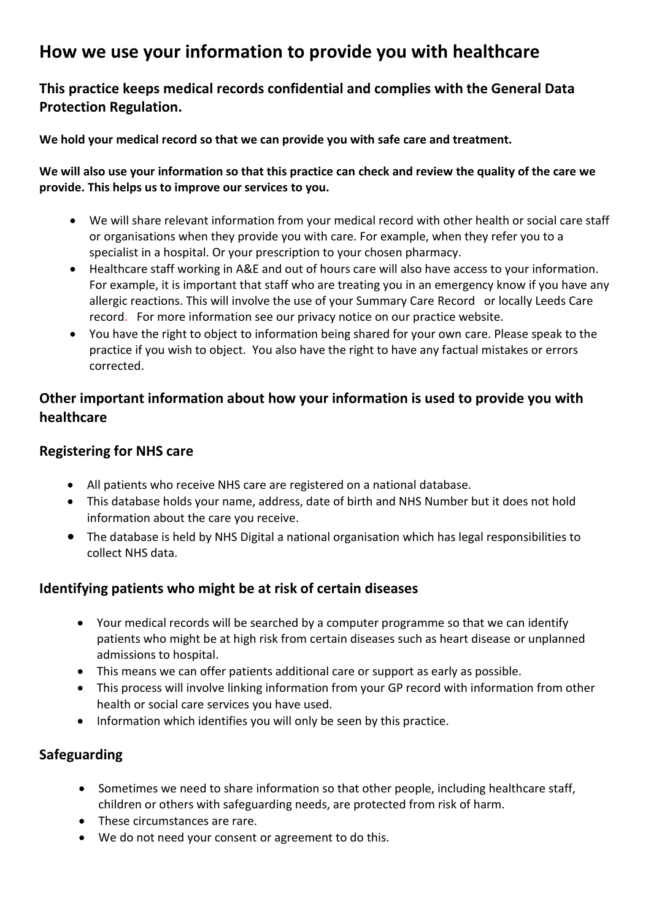# How we use your information to provide you with healthcare

## This practice keeps medical records confidential and complies with the General Data Protection Regulation.

**We hold your medical record so that we can provide you with safe care and treatment.**

**We will also use your information so that this practice can check and review the quality of the care we provide. This helps us to improve our services to you.**

- We will share relevant information from your medical record with other health or social care staff or organisations when they provide you with care. For example, when they refer you to a specialist in a hospital. Or your prescription to your chosen pharmacy.
- Healthcare staff working in A&E and out of hours care will also have access to your information. For example, it is important that staff who are treating you in an emergency know if you have any allergic reactions. This will involve the use of your Summary Care Record or locally Leeds Care record. For more information see our privacy notice on our practice website.
- You have the right to object to information being shared for your own care. Please speak to the practice if you wish to object. You also have the right to have any factual mistakes or errors corrected.

## Other important information about how your information is used to provide you with healthcare

### Registering for NHS care

- All patients who receive NHS care are registered on a national database.
- This database holds your name, address, date of birth and NHS Number but it does not hold information about the care you receive.
- The database is held by NHS Digital a national organisation which has legal responsibilities to collect NHS data.

### Identifying patients who might be at risk of certain diseases

- Your medical records will be searched by a computer programme so that we can identify patients who might be at high risk from certain diseases such as heart disease or unplanned admissions to hospital.
- This means we can offer patients additional care or support as early as possible.
- This process will involve linking information from your GP record with information from other health or social care services you have used.
- Information which identifies you will only be seen by this practice.

### Safeguarding

- Sometimes we need to share information so that other people, including healthcare staff, children or others with safeguarding needs, are protected from risk of harm.
- These circumstances are rare.
- We do not need your consent or agreement to do this.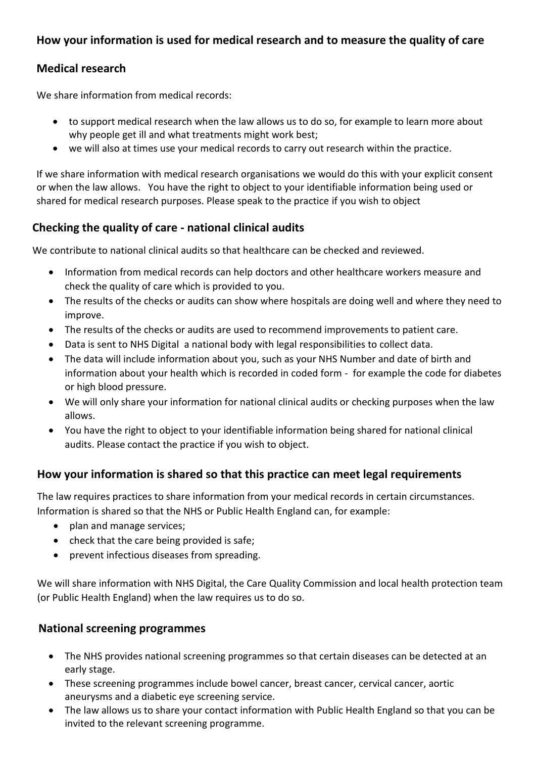## How your information is used for medical research and to measure the quality of care

### Medical research

We share information from medical records:

- to support medical research when the law allows us to do so, for example to learn more about why people get ill and what treatments might work best;
- we will also at times use your medical records to carry out research within the practice.

If we share information with medical research organisations we would do this with your explicit consent or when the law allows. You have the right to object to your identifiable information being used or shared for medical research purposes. Please speak to the practice if you wish to object

### Checking the quality of care - national clinical audits

We contribute to national clinical audits so that healthcare can be checked and reviewed.

- Information from medical records can help doctors and other healthcare workers measure and check the quality of care which is provided to you.
- The results of the checks or audits can show where hospitals are doing well and where they need to improve.
- The results of the checks or audits are used to recommend improvements to patient care.
- Data is sent to NHS Digital a national body with legal responsibilities to collect data.
- The data will include information about you, such as your NHS Number and date of birth and information about your health which is recorded in coded form - for example the code for diabetes or high blood pressure.
- We will only share your information for national clinical audits or checking purposes when the law allows.
- You have the right to object to your identifiable information being shared for national clinical audits. Please contact the practice if you wish to object.

## How your information is shared so that this practice can meet legal requirements

The law requires practices to share information from your medical records in certain circumstances. Information is shared so that the NHS or Public Health England can, for example:

- plan and manage services;
- check that the care being provided is safe;
- prevent infectious diseases from spreading.

We will share information with NHS Digital, the Care Quality Commission and local health protection team (or Public Health England) when the law requires us to do so.

### National screening programmes

- The NHS provides national screening programmes so that certain diseases can be detected at an early stage.
- These screening programmes include bowel cancer, breast cancer, cervical cancer, aortic aneurysms and a diabetic eye screening service.
- The law allows us to share your contact information with Public Health England so that you can be invited to the relevant screening programme.